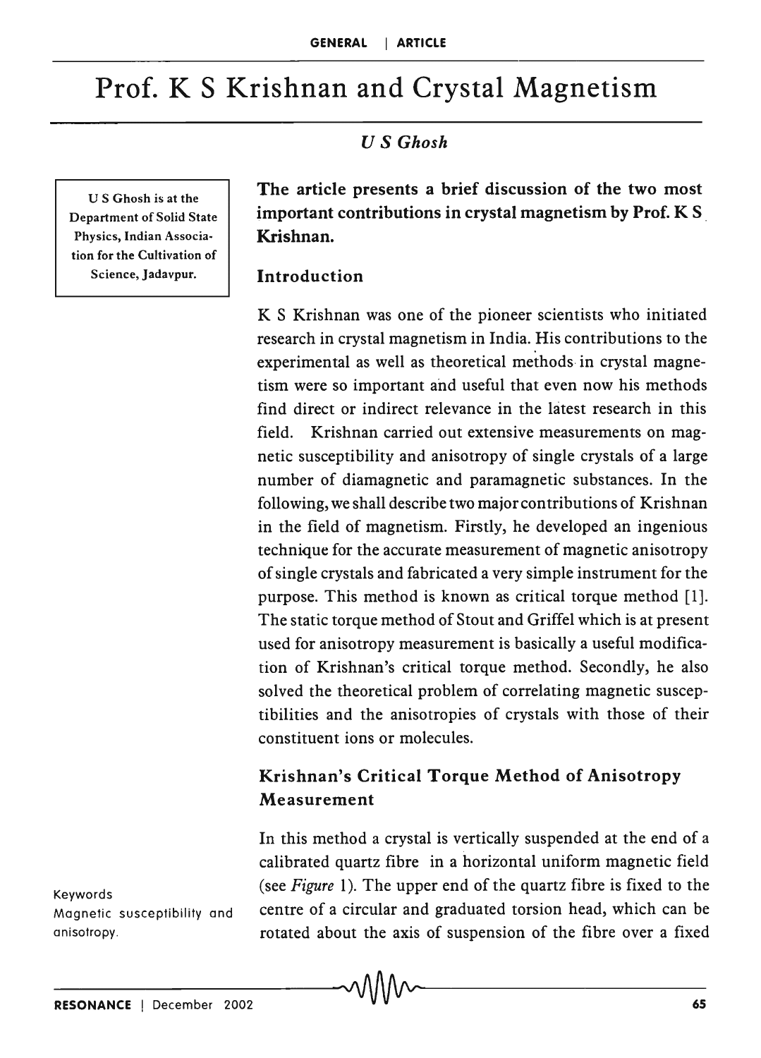# Prof. K S Krishnan and Crystal Magnetism

*U S Ghosh*

U S Ghosh is at the Department of Solid State Physics, Indian Association for the Cultivation of Science, Jadavpur.

**The article presents a brief discussion of the two most important contributions in crystal magnetism by Prof. K S Krishnan.**

## Introduction

K S Krishnan was one of the pioneer scientists who initiated research in crystal magnetism in India. His contributions to the experimental as well as theoretical methods in crystal magnetism were so important and useful that even now his methods find direct or indirect relevance in the latest research in this field. Krishnan carried out extensive measurements on magnetic susceptibility and anisotropy of single crystals of a large number of diamagnetic and paramagnetic substances. In the following, we shall describe two major contributions of Krishnan in the field of magnetism. Firstly, he developed an ingenious technique for the accurate measurement of magnetic anisotropy of single crystals and fabricated a very simple instrument for the purpose. This method is known as critical torque method [1]. The static torque method of Stout and Griffel which is at present used for anisotropy measurement is basically a useful modification of Krishnan's critical torque method. Secondly, he also solved the theoretical problem of correlating magnetic susceptibilities and the anisotropies of crystals with those of their constituent ions or molecules.

## Krishnan's Critical Torque Method of Anisotropy Measurement

In this method a crystal is vertically suspended at the end of a calibrated quartz fibre in a horizontal uniform magnetic field (see *Figure* 1). The upper end of the quartz fibre is fixed to the centre of a circular and graduated torsion head, which can be rotated about the axis of suspension of the fibre over a fixed

Keywords
Magnetic susceptibility and anisotropy.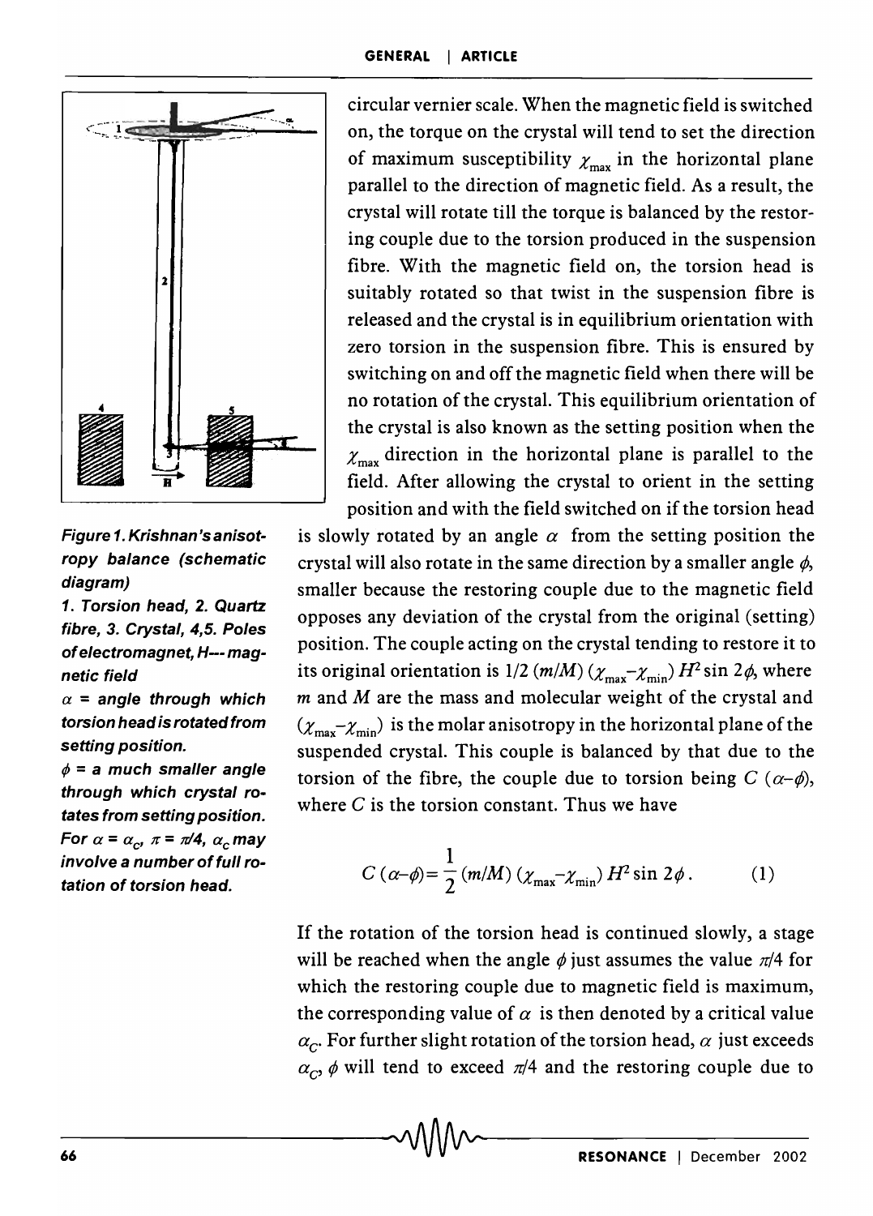circular vernier scale. When the magnetic field is switched on, the torque on the crystal will tend to set the direction of maximum susceptibility $\chi_{max}$ in the horizontal plane parallel to the direction of magnetic field. As a result, the crystal will rotate till the torque is balanced by the restoring couple due to the torsion produced in the suspension fibre. With the magnetic field on, the torsion head is suitably rotated so that twist in the suspension fibre is released and the crystal is in equilibrium orientation with zero torsion in the suspension fibre. This is ensured by switching on and off the magnetic field when there will be no rotation of the crystal. This equilibrium orientation of the crystal is also known as the setting position when the $\chi_{max}$ direction in the horizontal plane is parallel to the field. After allowing the crystal to orient in the setting position and with the field switched on if the torsion head is slowly rotated by an angle $\alpha$ from the setting position the crystal will also rotate in the same direction by a smaller angle $\phi$, smaller because the restoring couple due to the magnetic field opposes any deviation of the crystal from the original (setting) position. The couple acting on the crystal tending to restore it to its original orientation is $1/2\,(m/M)\,(\chi_{max}-\chi_{min})\,H^2 \sin 2\phi$, where $m$ and $M$ are the mass and molecular weight of the crystal and $(\chi_{max}-\chi_{min})$ is the molar anisotropy in the horizontal plane of the suspended crystal. This couple is balanced by that due to the torsion of the fibre, the couple due to torsion being $C\,(\alpha-\phi)$, where $C$ is the torsion constant. Thus we have

$$C\,(\alpha-\phi)=\frac{1}{2}\,(m/M)\,(\chi_{max}-\chi_{min})\,H^2 \sin 2\phi\,. \qquad (1)$$

*Figure 1. Krishnan's anisotropy balance (schematic diagram)*

*1. Torsion head, 2. Quartz fibre, 3. Crystal, 4,5. Poles of electromagnet, H--- magnetic field*

*$\alpha$ = angle through which torsion head is rotated from setting position.*

*$\phi$ = a much smaller angle through which crystal rotates from setting position. For $\alpha = \alpha_c$, $\pi = \pi/4$, $\alpha_c$ may involve a number of full rotation of torsion head.*

If the rotation of the torsion head is continued slowly, a stage will be reached when the angle $\phi$ just assumes the value $\pi/4$ for which the restoring couple due to magnetic field is maximum, the corresponding value of $\alpha$ is then denoted by a critical value $\alpha_C$. For further slight rotation of the torsion head, $\alpha$ just exceeds $\alpha_C$, $\phi$ will tend to exceed $\pi/4$ and the restoring couple due to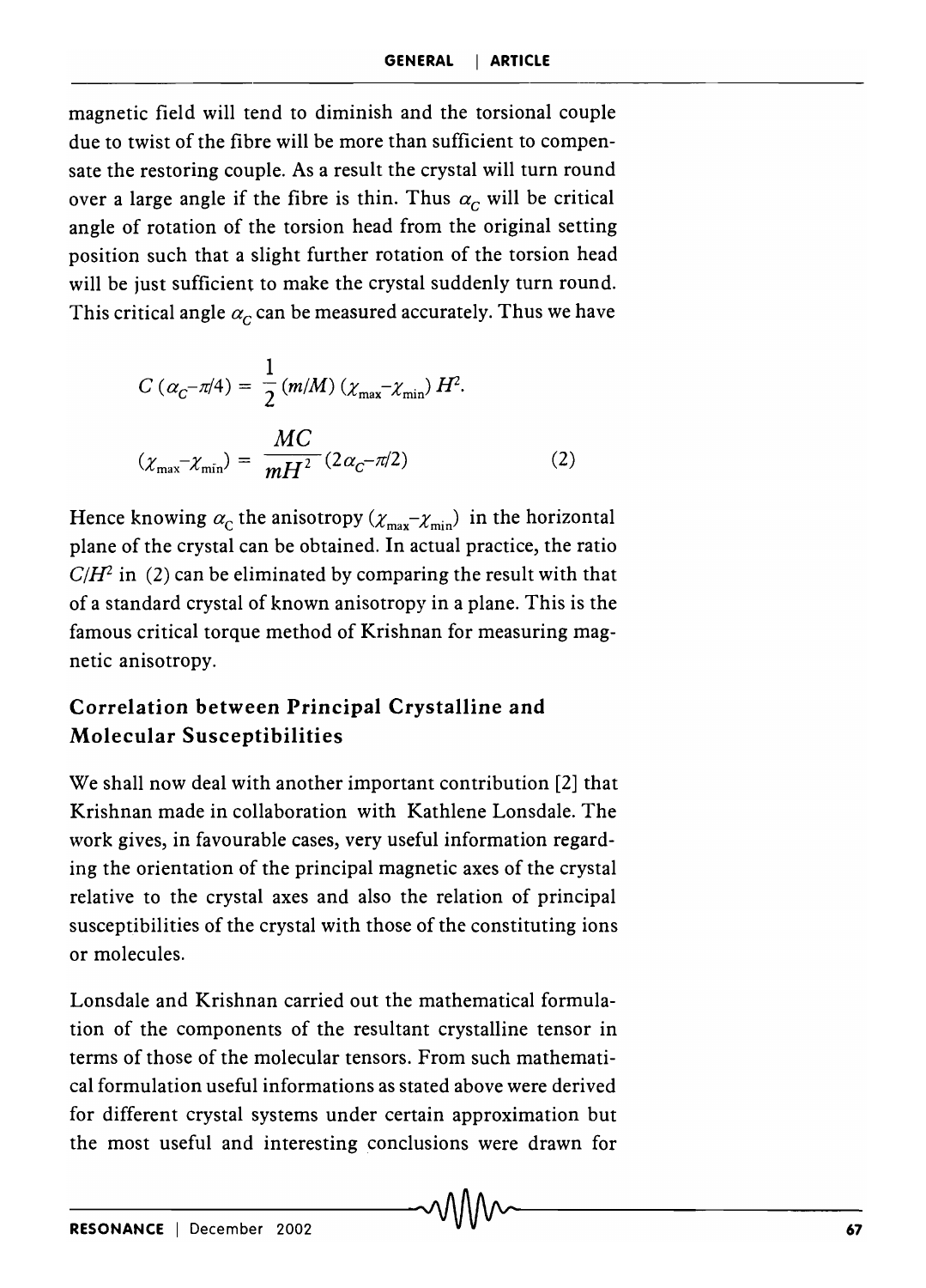magnetic field will tend to diminish and the torsional couple due to twist of the fibre will be more than sufficient to compensate the restoring couple. As a result the crystal will turn round over a large angle if the fibre is thin. Thus $\alpha_C$ will be critical angle of rotation of the torsion head from the original setting position such that a slight further rotation of the torsion head will be just sufficient to make the crystal suddenly turn round. This critical angle $\alpha_C$ can be measured accurately. Thus we have

$$C\,(\alpha_C - \pi/4) = \frac{1}{2}\,(m/M)\,(\chi_{\max} - \chi_{\min})\,H^2.$$

$$(\chi_{\max} - \chi_{\min}) = \frac{MC}{mH^2}\,(2\alpha_C - \pi/2) \qquad (2)$$

Hence knowing $\alpha_C$ the anisotropy $(\chi_{\max} - \chi_{\min})$ in the horizontal plane of the crystal can be obtained. In actual practice, the ratio $C/H^2$ in (2) can be eliminated by comparing the result with that of a standard crystal of known anisotropy in a plane. This is the famous critical torque method of Krishnan for measuring magnetic anisotropy.

## Correlation between Principal Crystalline and Molecular Susceptibilities

We shall now deal with another important contribution [2] that Krishnan made in collaboration with Kathlene Lonsdale. The work gives, in favourable cases, very useful information regarding the orientation of the principal magnetic axes of the crystal relative to the crystal axes and also the relation of principal susceptibilities of the crystal with those of the constituting ions or molecules.

Lonsdale and Krishnan carried out the mathematical formulation of the components of the resultant crystalline tensor in terms of those of the molecular tensors. From such mathematical formulation useful informations as stated above were derived for different crystal systems under certain approximation but the most useful and interesting conclusions were drawn for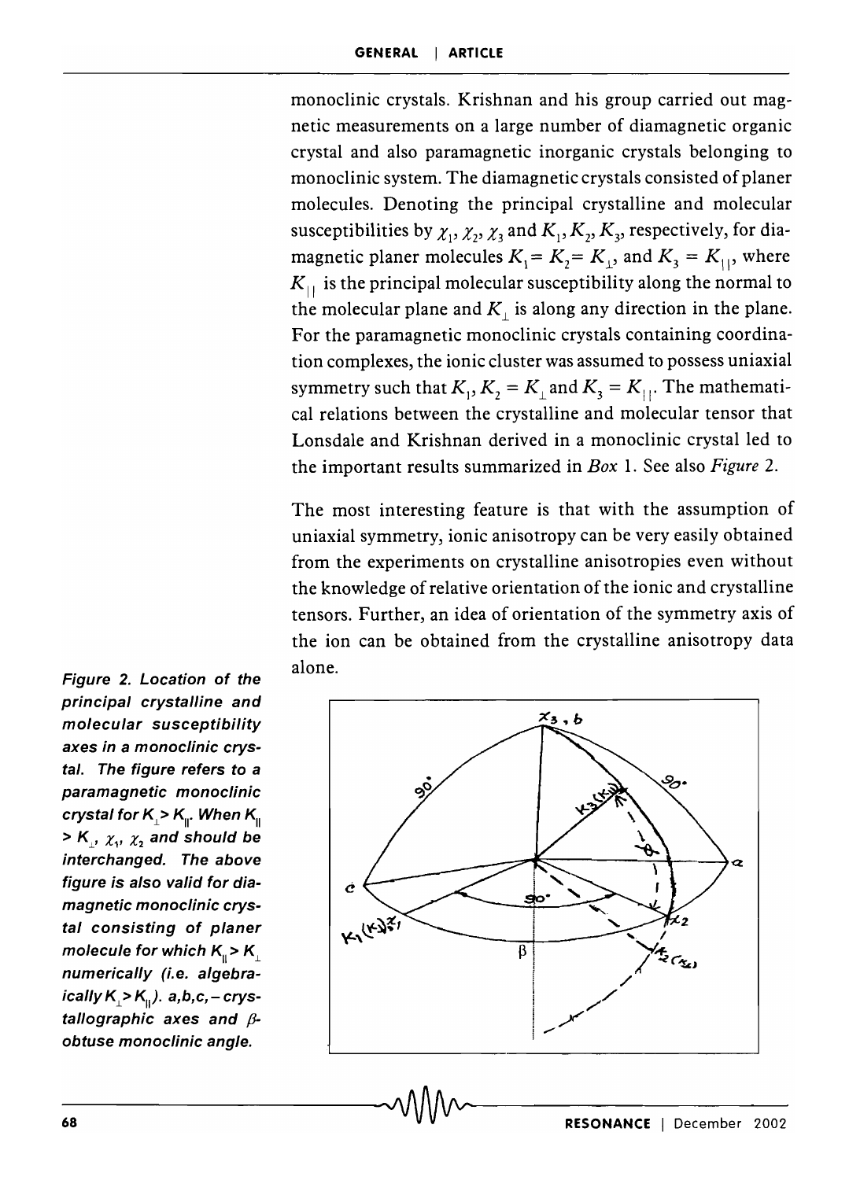monoclinic crystals. Krishnan and his group carried out magnetic measurements on a large number of diamagnetic organic crystal and also paramagnetic inorganic crystals belonging to monoclinic system. The diamagnetic crystals consisted of planer molecules. Denoting the principal crystalline and molecular susceptibilities by $\chi_1$, $\chi_2$, $\chi_3$ and $K_1, K_2, K_3$, respectively, for diamagnetic planer molecules $K_1 = K_2 = K_\perp$, and $K_3 = K_{||}$, where $K_{||}$ is the principal molecular susceptibility along the normal to the molecular plane and $K_\perp$ is along any direction in the plane. For the paramagnetic monoclinic crystals containing coordination complexes, the ionic cluster was assumed to possess uniaxial symmetry such that $K_1, K_2 = K_\perp$ and $K_3 = K_{||}$. The mathematical relations between the crystalline and molecular tensor that Lonsdale and Krishnan derived in a monoclinic crystal led to the important results summarized in *Box* 1. See also *Figure* 2.

The most interesting feature is that with the assumption of uniaxial symmetry, ionic anisotropy can be very easily obtained from the experiments on crystalline anisotropies even without the knowledge of relative orientation of the ionic and crystalline tensors. Further, an idea of orientation of the symmetry axis of the ion can be obtained from the crystalline anisotropy data alone.

***Figure 2. Location of the principal crystalline and molecular susceptibility axes in a monoclinic crystal. The figure refers to a paramagnetic monoclinic crystal for $K_\perp > K_{||}$. When $K_{||} > K_\perp$, $\chi_1$, $\chi_2$ and should be interchanged. The above figure is also valid for diamagnetic monoclinic crystal consisting of planer molecule for which $K_{||} > K_\perp$ numerically (i.e. algebraically $K_\perp > K_{||}$). a,b,c, – crystallographic axes and $\beta$- obtuse monoclinic angle.***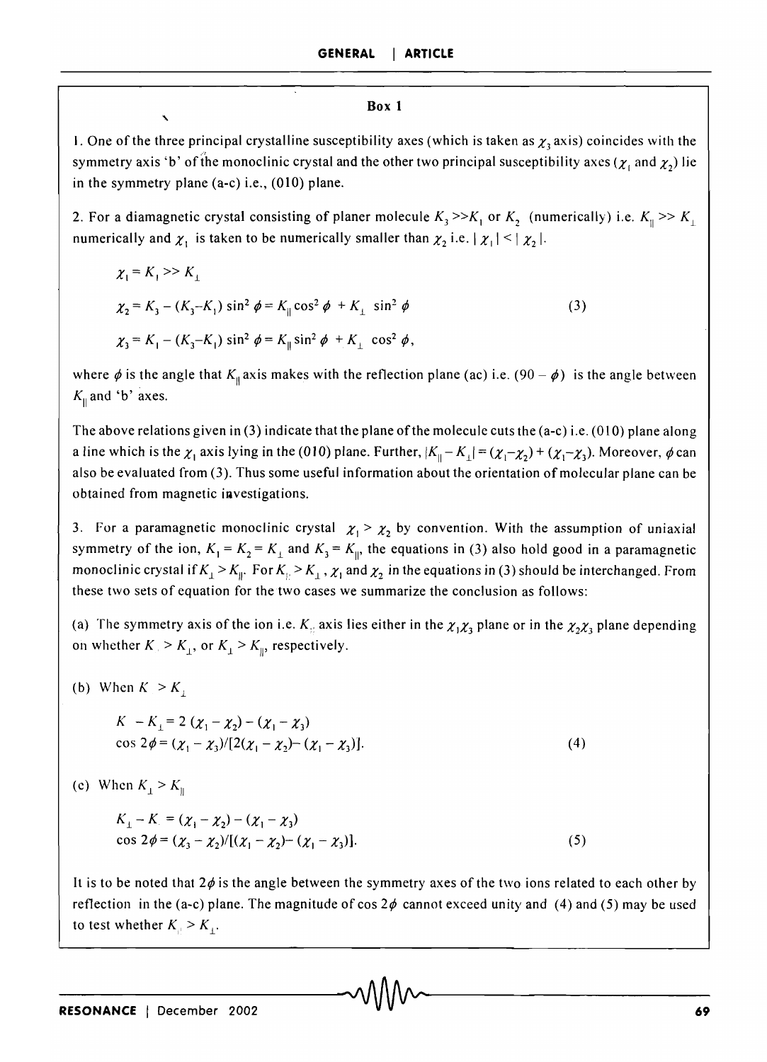**Box 1**

1. One of the three principal crystalline susceptibility axes (which is taken as $\chi_3$ axis) coincides with the symmetry axis 'b' of the monoclinic crystal and the other two principal susceptibility axes ($\chi_1$ and $\chi_2$) lie in the symmetry plane (a-c) i.e., (010) plane.

2. For a diamagnetic crystal consisting of planer molecule $K_3 >> K_1$ or $K_2$ (numerically) i.e. $K_{\|} >> K_{\perp}$ numerically and $\chi_1$ is taken to be numerically smaller than $\chi_2$ i.e. $|\chi_1| < |\chi_2|$.

$$
\begin{aligned}
&\chi_1 = K_1 >> K_{\perp} \\
&\chi_2 = K_3 - (K_3 - K_1)\sin^2\phi = K_{\|}\cos^2\phi + K_{\perp}\sin^2\phi \qquad (3) \\
&\chi_3 = K_1 - (K_3 - K_1)\sin^2\phi = K_{\|}\sin^2\phi + K_{\perp}\cos^2\phi,
\end{aligned}
$$

where $\phi$ is the angle that $K_{\|}$ axis makes with the reflection plane (ac) i.e. $(90 - \phi)$ is the angle between $K_{\|}$ and 'b' axes.

The above relations given in (3) indicate that the plane of the molecule cuts the (a-c) i.e. (010) plane along a line which is the $\chi_1$ axis lying in the (010) plane. Further, $|K_{\|} - K_{\perp}| = (\chi_1 - \chi_2) + (\chi_1 - \chi_3)$. Moreover, $\phi$ can also be evaluated from (3). Thus some useful information about the orientation of molecular plane can be obtained from magnetic investigations.

3. For a paramagnetic monoclinic crystal $\chi_1 > \chi_2$ by convention. With the assumption of uniaxial symmetry of the ion, $K_1 = K_2 = K_{\perp}$ and $K_3 = K_{\|}$, the equations in (3) also hold good in a paramagnetic monoclinic crystal if $K_{\perp} > K_{\|}$. For $K_{\|} > K_{\perp}$, $\chi_1$ and $\chi_2$ in the equations in (3) should be interchanged. From these two sets of equation for the two cases we summarize the conclusion as follows:

(a) The symmetry axis of the ion i.e. $K_{\|}$ axis lies either in the $\chi_1\chi_3$ plane or in the $\chi_2\chi_3$ plane depending on whether $K_{\|} > K_{\perp}$, or $K_{\perp} > K_{\|}$, respectively.

(b) When $K_{\|} > K_{\perp}$

$$
\begin{aligned}
&K_{\|} - K_{\perp} = 2(\chi_1 - \chi_2) - (\chi_1 - \chi_3) \\
&\cos 2\phi = (\chi_1 - \chi_3)/[2(\chi_1 - \chi_2) - (\chi_1 - \chi_3)]. \qquad (4)
\end{aligned}
$$

(c) When $K_{\perp} > K_{\|}$

$$
\begin{aligned}
&K_{\perp} - K_{\|} = (\chi_1 - \chi_2) - (\chi_1 - \chi_3) \\
&\cos 2\phi = (\chi_3 - \chi_2)/[(\chi_1 - \chi_2) - (\chi_1 - \chi_3)]. \qquad (5)
\end{aligned}
$$

It is to be noted that $2\phi$ is the angle between the symmetry axes of the two ions related to each other by reflection in the (a-c) plane. The magnitude of $\cos 2\phi$ cannot exceed unity and (4) and (5) may be used to test whether $K_{\|} > K_{\perp}$.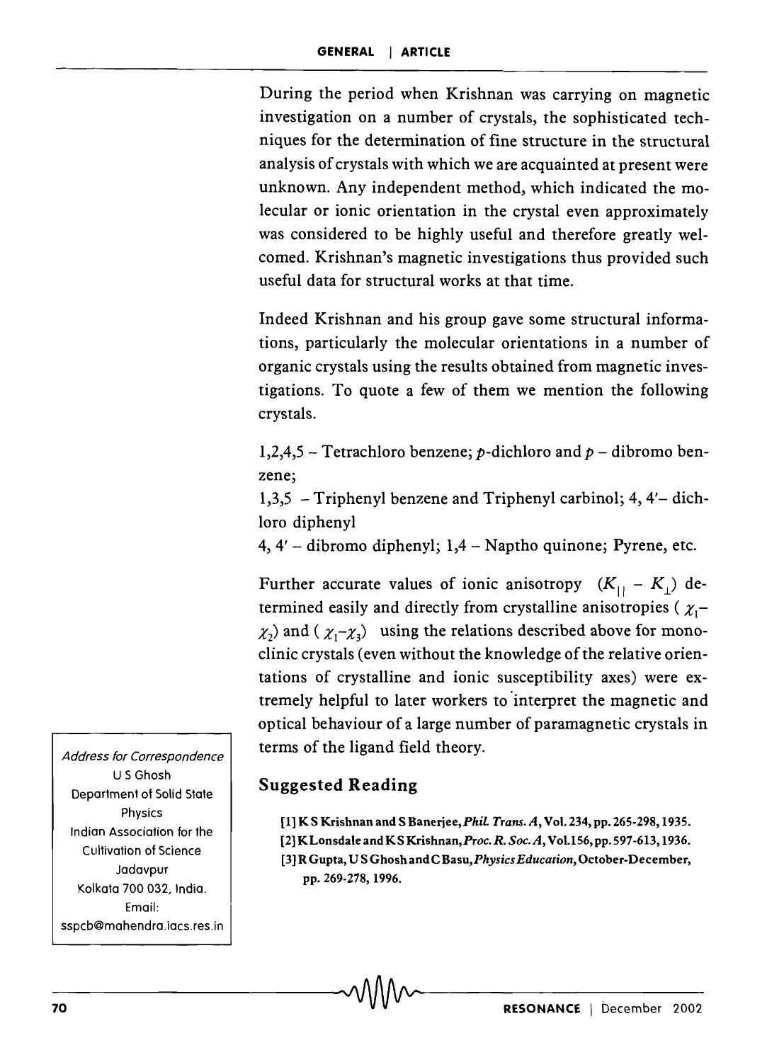During the period when Krishnan was carrying on magnetic investigation on a number of crystals, the sophisticated techniques for the determination of fine structure in the structural analysis of crystals with which we are acquainted at present were unknown. Any independent method, which indicated the molecular or ionic orientation in the crystal even approximately was considered to be highly useful and therefore greatly welcomed. Krishnan's magnetic investigations thus provided such useful data for structural works at that time.

Indeed Krishnan and his group gave some structural informations, particularly the molecular orientations in a number of organic crystals using the results obtained from magnetic investigations. To quote a few of them we mention the following crystals.

1,2,4,5 – Tetrachloro benzene; *p*-dichloro and *p* – dibromo benzene;
1,3,5 – Triphenyl benzene and Triphenyl carbinol; 4, 4′– dichloro diphenyl
4, 4′ – dibromo diphenyl; 1,4 – Naptho quinone; Pyrene, etc.

Further accurate values of ionic anisotropy $(K_{||} - K_{\perp})$ determined easily and directly from crystalline anisotropies $(\chi_1 - \chi_2)$ and $(\chi_1 - \chi_3)$ using the relations described above for monoclinic crystals (even without the knowledge of the relative orientations of crystalline and ionic susceptibility axes) were extremely helpful to later workers to interpret the magnetic and optical behaviour of a large number of paramagnetic crystals in terms of the ligand field theory.

*Address for Correspondence*
U S Ghosh
Department of Solid State Physics
Indian Association for the Cultivation of Science
Jadavpur
Kolkata 700 032, India.
Email:
sspcb@mahendra.iacs.res.in

## Suggested Reading

[1] K S Krishnan and S Banerjee, *Phil. Trans. A*, Vol. 234, pp. 265-298, 1935.
[2] K Lonsdale and K S Krishnan, *Proc. R. Soc. A*, Vol.156, pp. 597-613, 1936.
[3] R Gupta, U S Ghosh and C Basu, *Physics Education*, October-December, pp. 269-278, 1996.